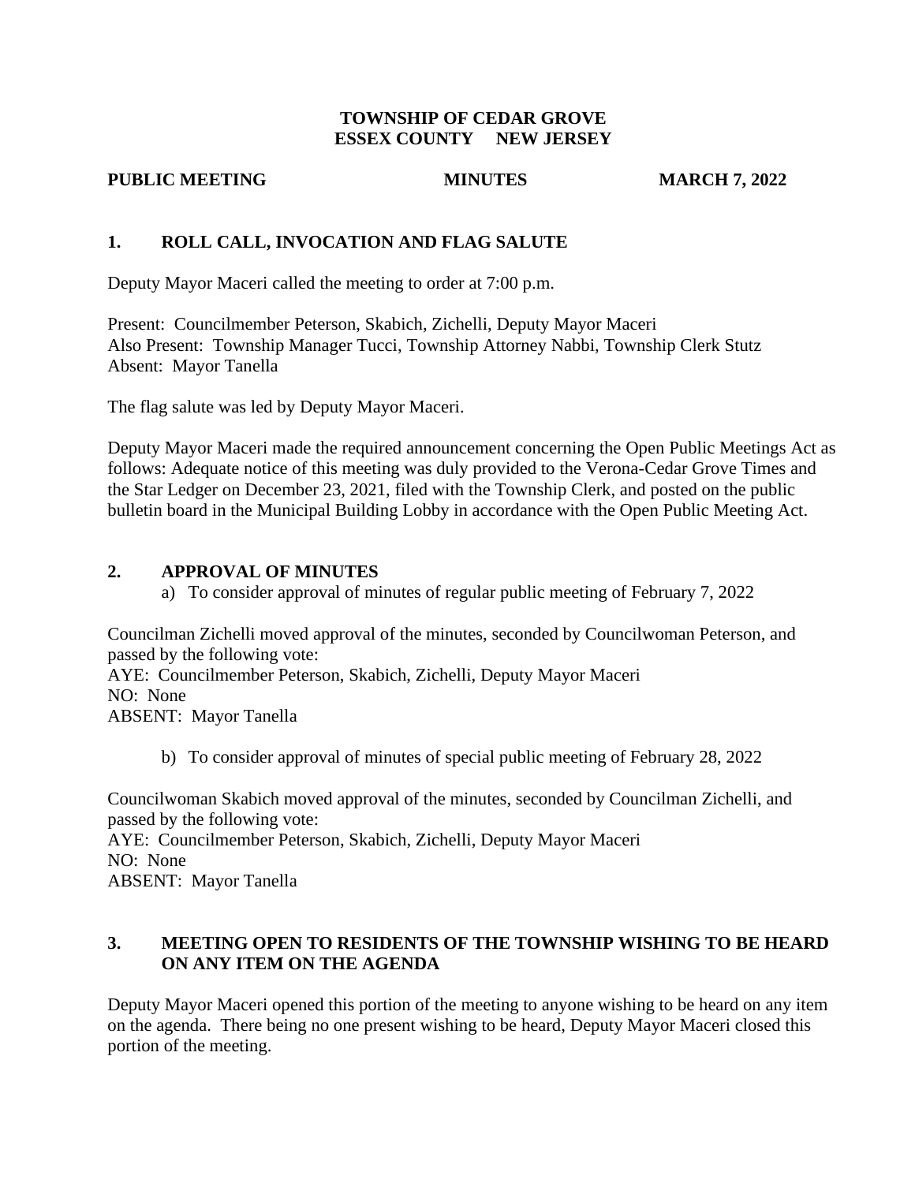**TOWNSHIP OF CEDAR GROVE**
**ESSEX COUNTY NEW JERSEY**

**PUBLIC MEETING** **MINUTES** **MARCH 7, 2022**

## 1. ROLL CALL, INVOCATION AND FLAG SALUTE

Deputy Mayor Maceri called the meeting to order at 7:00 p.m.

Present: Councilmember Peterson, Skabich, Zichelli, Deputy Mayor Maceri
Also Present: Township Manager Tucci, Township Attorney Nabbi, Township Clerk Stutz
Absent: Mayor Tanella

The flag salute was led by Deputy Mayor Maceri.

Deputy Mayor Maceri made the required announcement concerning the Open Public Meetings Act as follows: Adequate notice of this meeting was duly provided to the Verona-Cedar Grove Times and the Star Ledger on December 23, 2021, filed with the Township Clerk, and posted on the public bulletin board in the Municipal Building Lobby in accordance with the Open Public Meeting Act.

## 2. APPROVAL OF MINUTES

a) To consider approval of minutes of regular public meeting of February 7, 2022

Councilman Zichelli moved approval of the minutes, seconded by Councilwoman Peterson, and passed by the following vote:
AYE: Councilmember Peterson, Skabich, Zichelli, Deputy Mayor Maceri
NO: None
ABSENT: Mayor Tanella

b) To consider approval of minutes of special public meeting of February 28, 2022

Councilwoman Skabich moved approval of the minutes, seconded by Councilman Zichelli, and passed by the following vote:
AYE: Councilmember Peterson, Skabich, Zichelli, Deputy Mayor Maceri
NO: None
ABSENT: Mayor Tanella

## 3. MEETING OPEN TO RESIDENTS OF THE TOWNSHIP WISHING TO BE HEARD ON ANY ITEM ON THE AGENDA

Deputy Mayor Maceri opened this portion of the meeting to anyone wishing to be heard on any item on the agenda. There being no one present wishing to be heard, Deputy Mayor Maceri closed this portion of the meeting.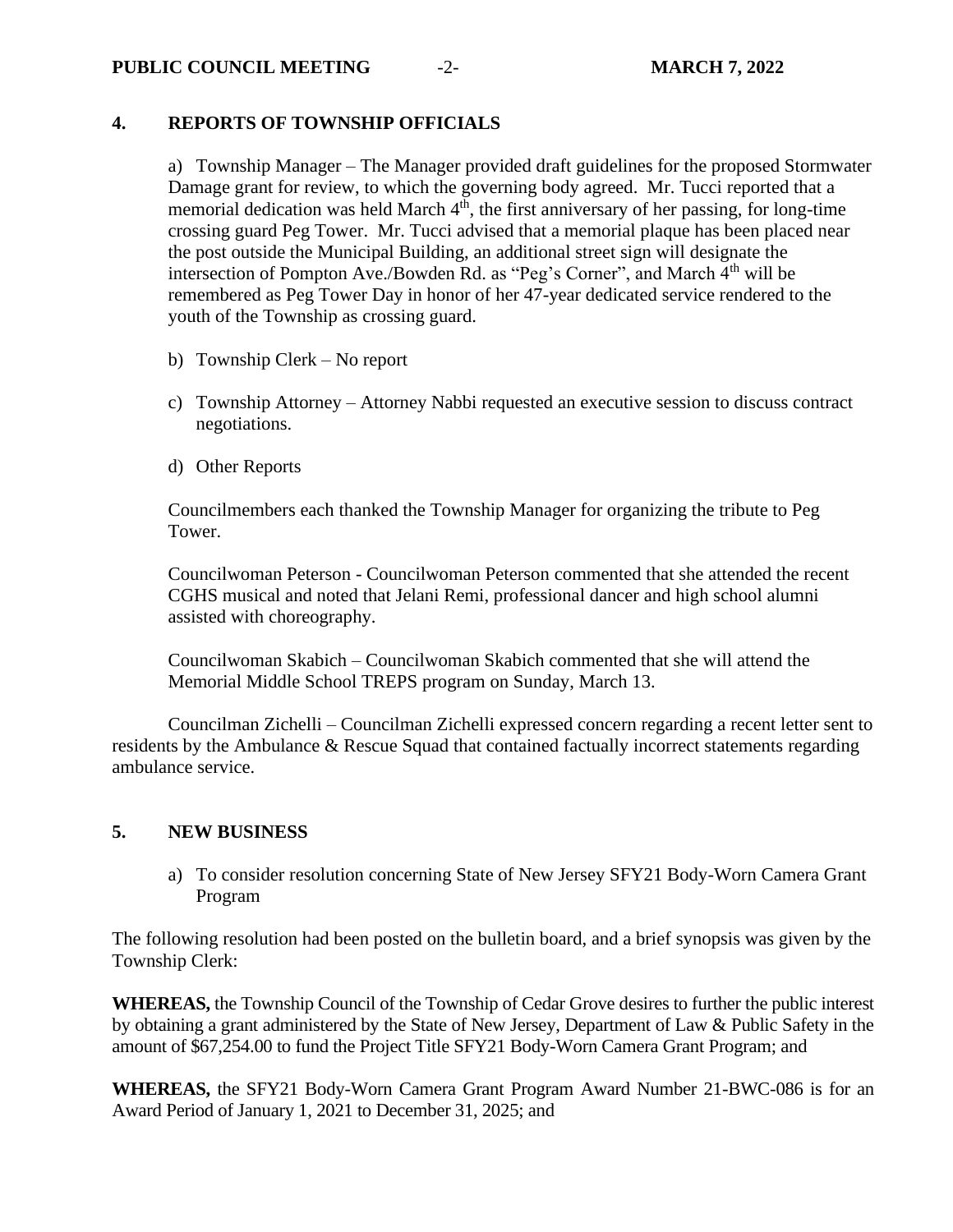## 4. REPORTS OF TOWNSHIP OFFICIALS

a) Township Manager – The Manager provided draft guidelines for the proposed Stormwater Damage grant for review, to which the governing body agreed. Mr. Tucci reported that a memorial dedication was held March 4th, the first anniversary of her passing, for long-time crossing guard Peg Tower. Mr. Tucci advised that a memorial plaque has been placed near the post outside the Municipal Building, an additional street sign will designate the intersection of Pompton Ave./Bowden Rd. as "Peg's Corner", and March 4th will be remembered as Peg Tower Day in honor of her 47-year dedicated service rendered to the youth of the Township as crossing guard.

b) Township Clerk – No report

c) Township Attorney – Attorney Nabbi requested an executive session to discuss contract negotiations.

d) Other Reports

Councilmembers each thanked the Township Manager for organizing the tribute to Peg Tower.

Councilwoman Peterson - Councilwoman Peterson commented that she attended the recent CGHS musical and noted that Jelani Remi, professional dancer and high school alumni assisted with choreography.

Councilwoman Skabich – Councilwoman Skabich commented that she will attend the Memorial Middle School TREPS program on Sunday, March 13.

Councilman Zichelli – Councilman Zichelli expressed concern regarding a recent letter sent to residents by the Ambulance & Rescue Squad that contained factually incorrect statements regarding ambulance service.

## 5. NEW BUSINESS

a) To consider resolution concerning State of New Jersey SFY21 Body-Worn Camera Grant Program

The following resolution had been posted on the bulletin board, and a brief synopsis was given by the Township Clerk:

**WHEREAS,** the Township Council of the Township of Cedar Grove desires to further the public interest by obtaining a grant administered by the State of New Jersey, Department of Law & Public Safety in the amount of $67,254.00 to fund the Project Title SFY21 Body-Worn Camera Grant Program; and

**WHEREAS,** the SFY21 Body-Worn Camera Grant Program Award Number 21-BWC-086 is for an Award Period of January 1, 2021 to December 31, 2025; and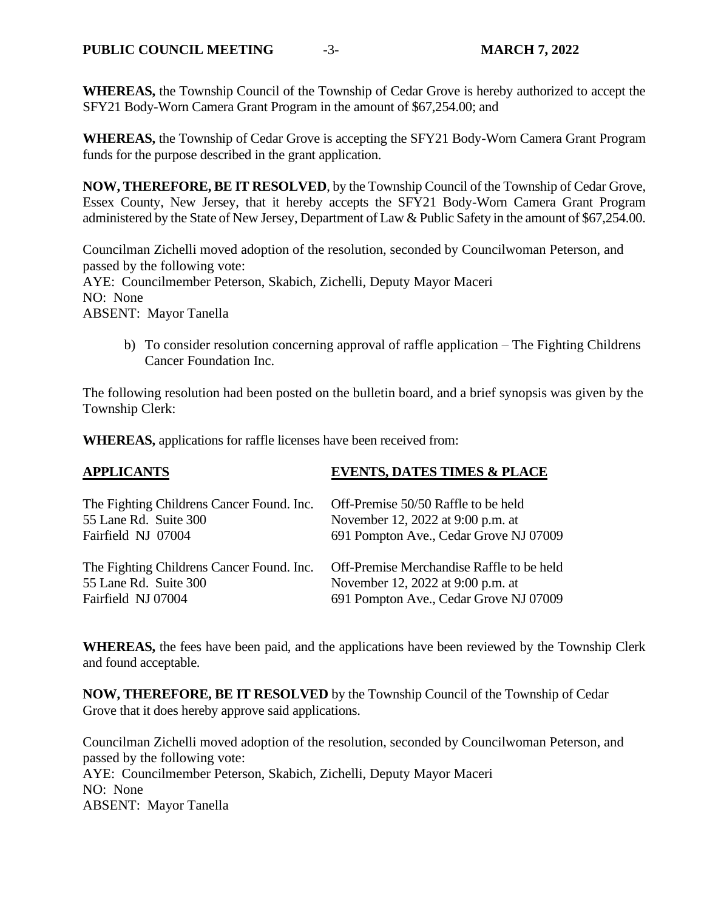**WHEREAS,** the Township Council of the Township of Cedar Grove is hereby authorized to accept the SFY21 Body-Worn Camera Grant Program in the amount of $67,254.00; and

**WHEREAS,** the Township of Cedar Grove is accepting the SFY21 Body-Worn Camera Grant Program funds for the purpose described in the grant application.

**NOW, THEREFORE, BE IT RESOLVED**, by the Township Council of the Township of Cedar Grove, Essex County, New Jersey, that it hereby accepts the SFY21 Body-Worn Camera Grant Program administered by the State of New Jersey, Department of Law & Public Safety in the amount of $67,254.00.

Councilman Zichelli moved adoption of the resolution, seconded by Councilwoman Peterson, and passed by the following vote:
AYE: Councilmember Peterson, Skabich, Zichelli, Deputy Mayor Maceri
NO: None
ABSENT: Mayor Tanella

b) To consider resolution concerning approval of raffle application – The Fighting Childrens Cancer Foundation Inc.

The following resolution had been posted on the bulletin board, and a brief synopsis was given by the Township Clerk:

**WHEREAS,** applications for raffle licenses have been received from:

| **APPLICANTS** | **EVENTS, DATES TIMES & PLACE** |
|---|---|
| The Fighting Childrens Cancer Found. Inc.<br>55 Lane Rd. Suite 300<br>Fairfield NJ 07004 | Off-Premise 50/50 Raffle to be held<br>November 12, 2022 at 9:00 p.m. at<br>691 Pompton Ave., Cedar Grove NJ 07009 |
| The Fighting Childrens Cancer Found. Inc.<br>55 Lane Rd. Suite 300<br>Fairfield NJ 07004 | Off-Premise Merchandise Raffle to be held<br>November 12, 2022 at 9:00 p.m. at<br>691 Pompton Ave., Cedar Grove NJ 07009 |

**WHEREAS,** the fees have been paid, and the applications have been reviewed by the Township Clerk and found acceptable.

**NOW, THEREFORE, BE IT RESOLVED** by the Township Council of the Township of Cedar Grove that it does hereby approve said applications.

Councilman Zichelli moved adoption of the resolution, seconded by Councilwoman Peterson, and passed by the following vote:
AYE: Councilmember Peterson, Skabich, Zichelli, Deputy Mayor Maceri
NO: None
ABSENT: Mayor Tanella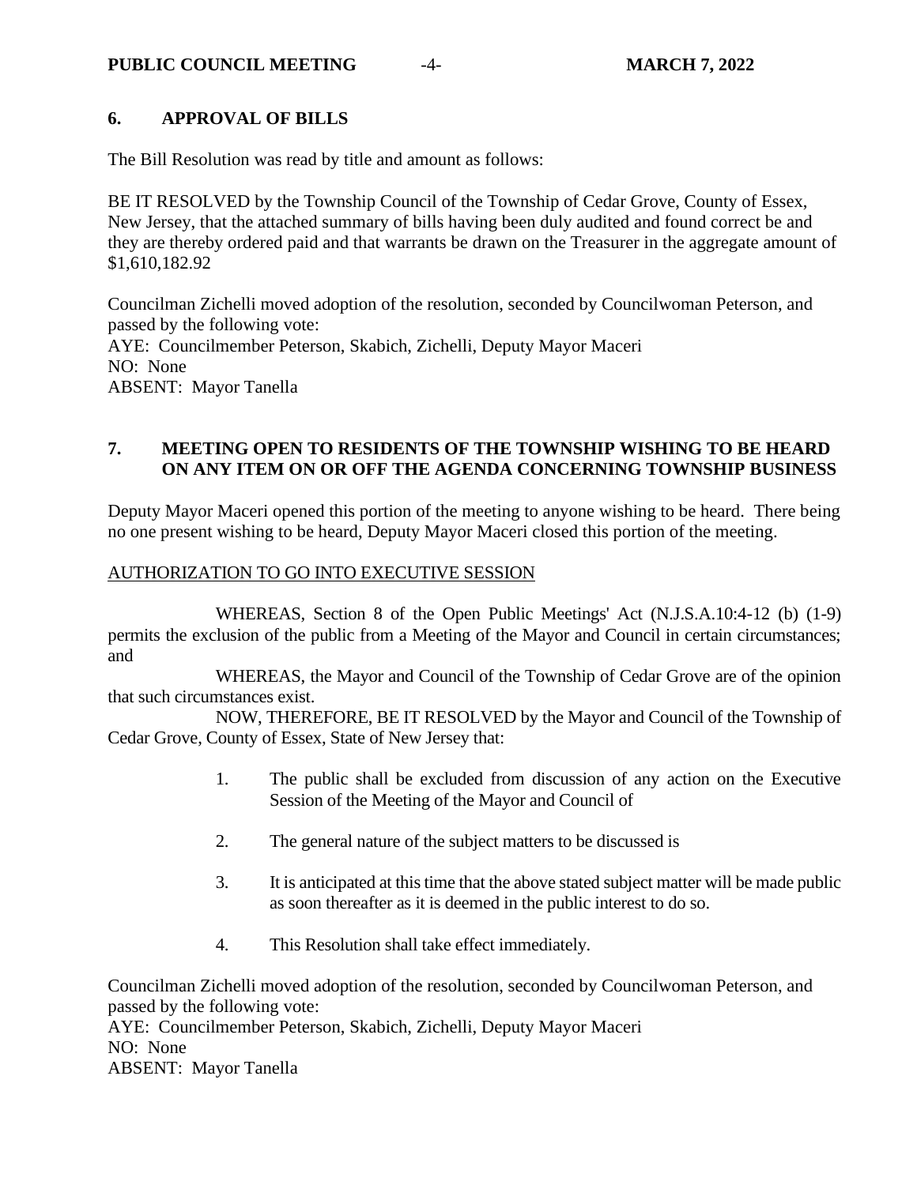## 6. APPROVAL OF BILLS

The Bill Resolution was read by title and amount as follows:

BE IT RESOLVED by the Township Council of the Township of Cedar Grove, County of Essex, New Jersey, that the attached summary of bills having been duly audited and found correct be and they are thereby ordered paid and that warrants be drawn on the Treasurer in the aggregate amount of $1,610,182.92

Councilman Zichelli moved adoption of the resolution, seconded by Councilwoman Peterson, and passed by the following vote:
AYE: Councilmember Peterson, Skabich, Zichelli, Deputy Mayor Maceri
NO: None
ABSENT: Mayor Tanella

## 7. MEETING OPEN TO RESIDENTS OF THE TOWNSHIP WISHING TO BE HEARD ON ANY ITEM ON OR OFF THE AGENDA CONCERNING TOWNSHIP BUSINESS

Deputy Mayor Maceri opened this portion of the meeting to anyone wishing to be heard. There being no one present wishing to be heard, Deputy Mayor Maceri closed this portion of the meeting.

AUTHORIZATION TO GO INTO EXECUTIVE SESSION

WHEREAS, Section 8 of the Open Public Meetings' Act (N.J.S.A.10:4-12 (b) (1-9) permits the exclusion of the public from a Meeting of the Mayor and Council in certain circumstances; and

WHEREAS, the Mayor and Council of the Township of Cedar Grove are of the opinion that such circumstances exist.

NOW, THEREFORE, BE IT RESOLVED by the Mayor and Council of the Township of Cedar Grove, County of Essex, State of New Jersey that:

1. The public shall be excluded from discussion of any action on the Executive Session of the Meeting of the Mayor and Council of

2. The general nature of the subject matters to be discussed is

3. It is anticipated at this time that the above stated subject matter will be made public as soon thereafter as it is deemed in the public interest to do so.

4. This Resolution shall take effect immediately.

Councilman Zichelli moved adoption of the resolution, seconded by Councilwoman Peterson, and passed by the following vote:
AYE: Councilmember Peterson, Skabich, Zichelli, Deputy Mayor Maceri
NO: None
ABSENT: Mayor Tanella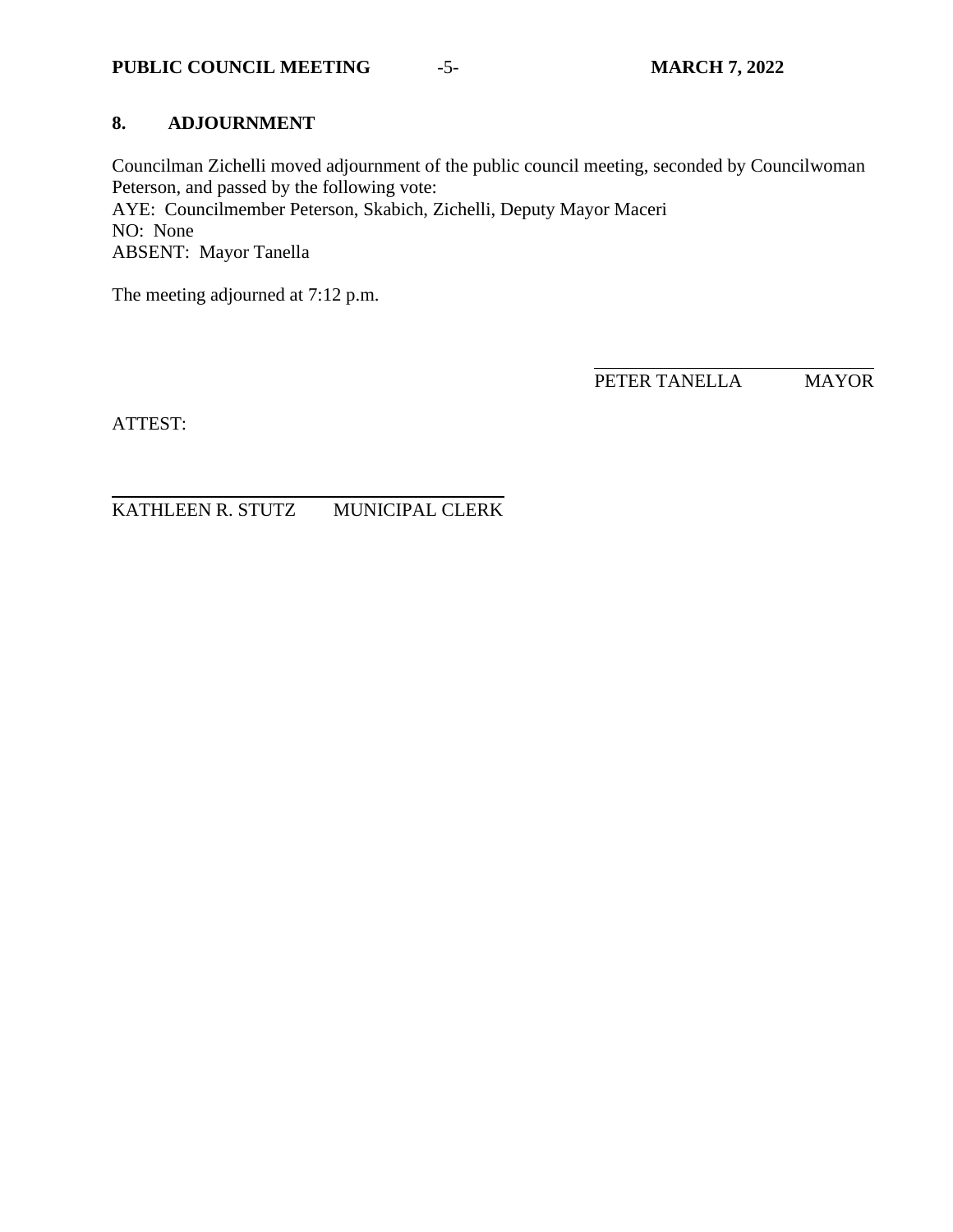## 8. ADJOURNMENT

Councilman Zichelli moved adjournment of the public council meeting, seconded by Councilwoman Peterson, and passed by the following vote:
AYE: Councilmember Peterson, Skabich, Zichelli, Deputy Mayor Maceri
NO: None
ABSENT: Mayor Tanella

The meeting adjourned at 7:12 p.m.

PETER TANELLA MAYOR

ATTEST:

KATHLEEN R. STUTZ MUNICIPAL CLERK